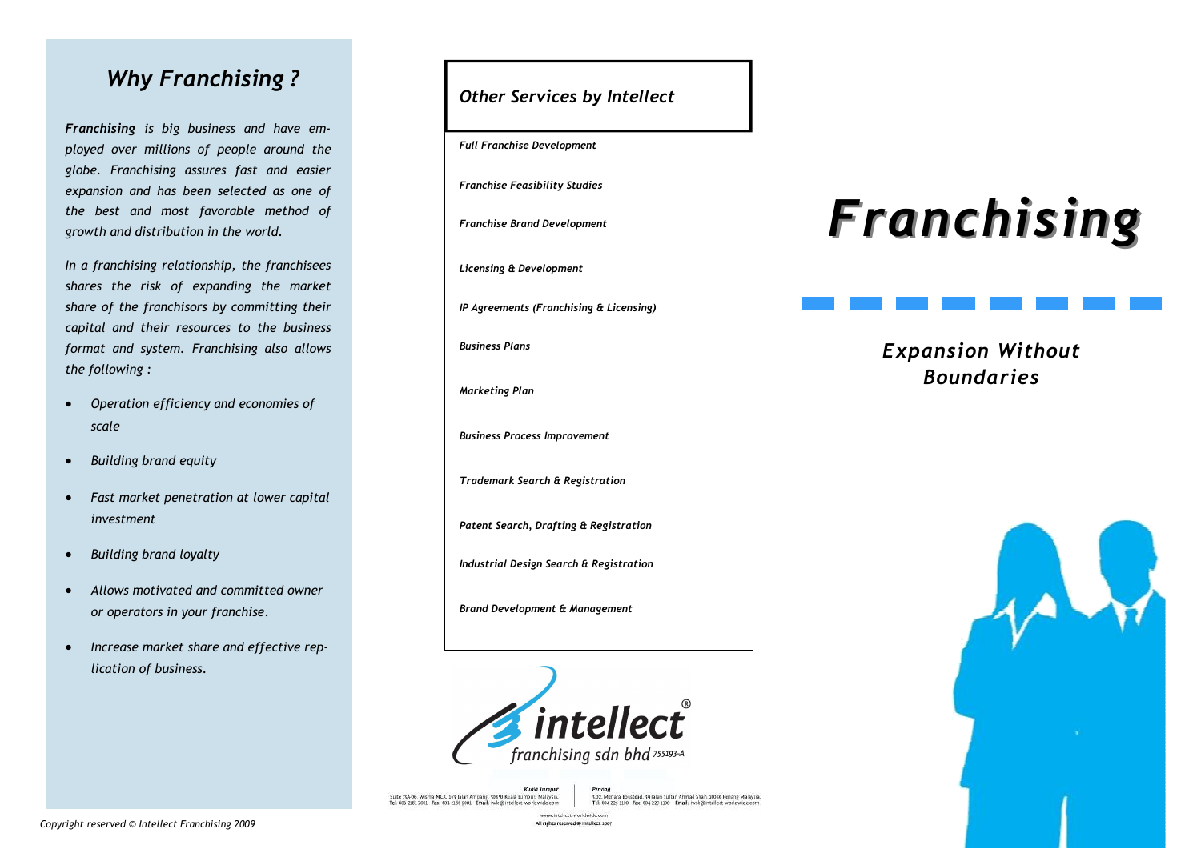## *Why Franchising ?*

***Franchising*** *is big business and have employed over millions of people around the globe. Franchising assures fast and easier expansion and has been selected as one of the best and most favorable method of growth and distribution in the world.*

*In a franchising relationship, the franchisees shares the risk of expanding the market share of the franchisors by committing their capital and their resources to the business format and system. Franchising also allows the following :*

- *Operation efficiency and economies of scale*
- *Building brand equity*
- *Fast market penetration at lower capital investment*
- *Building brand loyalty*
- *Allows motivated and committed owner or operators in your franchise.*
- *Increase market share and effective replication of business.*

*Copyright reserved © Intellect Franchising 2009*

## *Other Services by Intellect*

***Full Franchise Development***

***Franchise Feasibility Studies***

***Franchise Brand Development***

***Licensing & Development***

***IP Agreements (Franchising & Licensing)***

***Business Plans***

***Marketing Plan***

***Business Process Improvement***

***Trademark Search & Registration***

***Patent Search, Drafting & Registration***

***Industrial Design Search & Registration***

***Brand Development & Management***

intellect®
franchising sdn bhd 755193-A

**Kuala Lumpur**
Suite 15A-06 Wisma MCA, 163 Jalan Ampang, 50450 Kuala Lumpur, Malaysia.
Tel: 603 2161 7041 Fax: 603 2166 9001 Email: iwk@intellect-worldwide.com

**Penang**
5.02, Menara Boustead, 39 Jalan Sultan Ahmad Shah, 10050 Penang Malaysia.
Tel: 604 227 1190 Fax: 604 227 1190 Email: iwk@intellect-worldwide.com

www.intellect-worldwide.com
All rights reserved © Intellect 2007

# *Franchising*

### *Expansion Without Boundaries*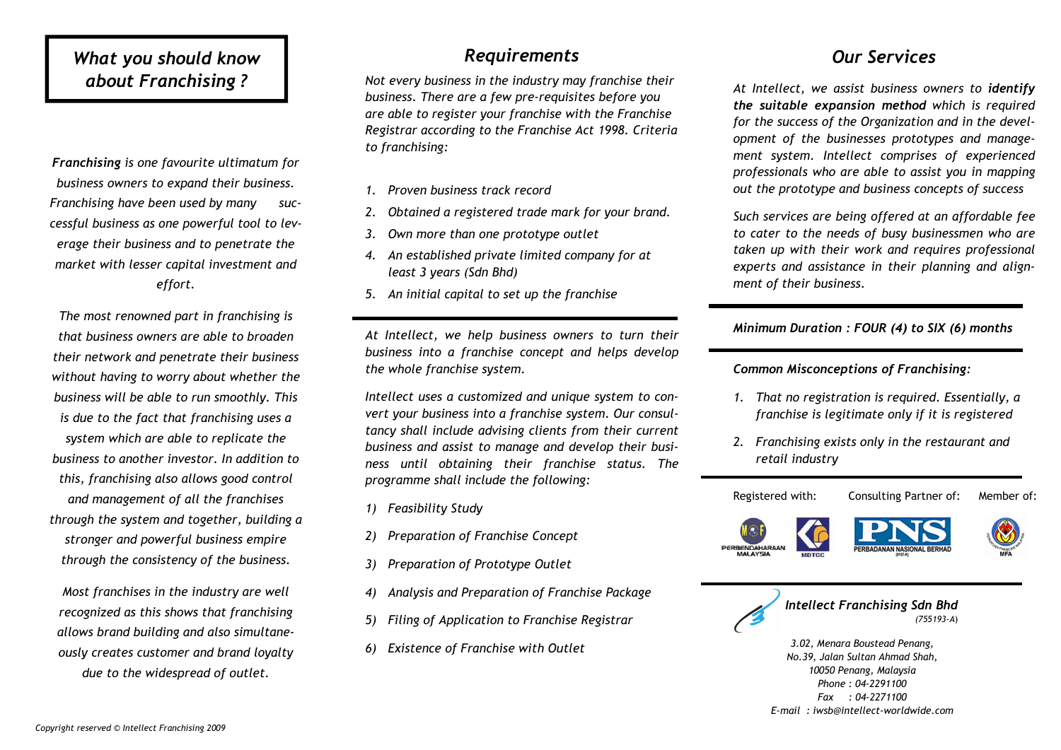## *What you should know about Franchising ?*

***Franchising** is one favourite ultimatum for business owners to expand their business. Franchising have been used by many successful business as one powerful tool to leverage their business and to penetrate the market with lesser capital investment and effort.*

*The most renowned part in franchising is that business owners are able to broaden their network and penetrate their business without having to worry about whether the business will be able to run smoothly. This is due to the fact that franchising uses a system which are able to replicate the business to another investor. In addition to this, franchising also allows good control and management of all the franchises through the system and together, building a stronger and powerful business empire through the consistency of the business.*

*Most franchises in the industry are well recognized as this shows that franchising allows brand building and also simultaneously creates customer and brand loyalty due to the widespread of outlet.*

## *Requirements*

*Not every business in the industry may franchise their business. There are a few pre-requisites before you are able to register your franchise with the Franchise Registrar according to the Franchise Act 1998. Criteria to franchising:*

1. *Proven business track record*
2. *Obtained a registered trade mark for your brand.*
3. *Own more than one prototype outlet*
4. *An established private limited company for at least 3 years (Sdn Bhd)*
5. *An initial capital to set up the franchise*

---

*At Intellect, we help business owners to turn their business into a franchise concept and helps develop the whole franchise system.*

*Intellect uses a customized and unique system to convert your business into a franchise system. Our consultancy shall include advising clients from their current business and assist to manage and develop their business until obtaining their franchise status. The programme shall include the following:*

1) *Feasibility Study*
2) *Preparation of Franchise Concept*
3) *Preparation of Prototype Outlet*
4) *Analysis and Preparation of Franchise Package*
5) *Filing of Application to Franchise Registrar*
6) *Existence of Franchise with Outlet*

## *Our Services*

*At Intellect, we assist business owners to **identify the suitable expansion method** which is required for the success of the Organization and in the development of the businesses prototypes and management system. Intellect comprises of experienced professionals who are able to assist you in mapping out the prototype and business concepts of success*

*Such services are being offered at an affordable fee to cater to the needs of busy businessmen who are taken up with their work and requires professional experts and assistance in their planning and alignment of their business.*

---

*Minimum Duration : FOUR (4) to SIX (6) months*

---

*Common Misconceptions of Franchising:*

1. *That no registration is required. Essentially, a franchise is legitimate only if it is registered*
2. *Franchising exists only in the restaurant and retail industry*

---

Registered with: PERBENDAHARAAN MALAYSIA, MDTCC

Consulting Partner of: PNS PERBADANAN NASIONAL BERHAD

Member of: MFA

---

***Intellect Franchising Sdn Bhd***
*(755193-A)*

*3.02, Menara Boustead Penang,*
*No.39, Jalan Sultan Ahmad Shah,*
*10050 Penang, Malaysia*
*Phone : 04-2291100*
*Fax : 04-2271100*
*E-mail : iwsb@intellect-worldwide.com*

*Copyright reserved © Intellect Franchising 2009*